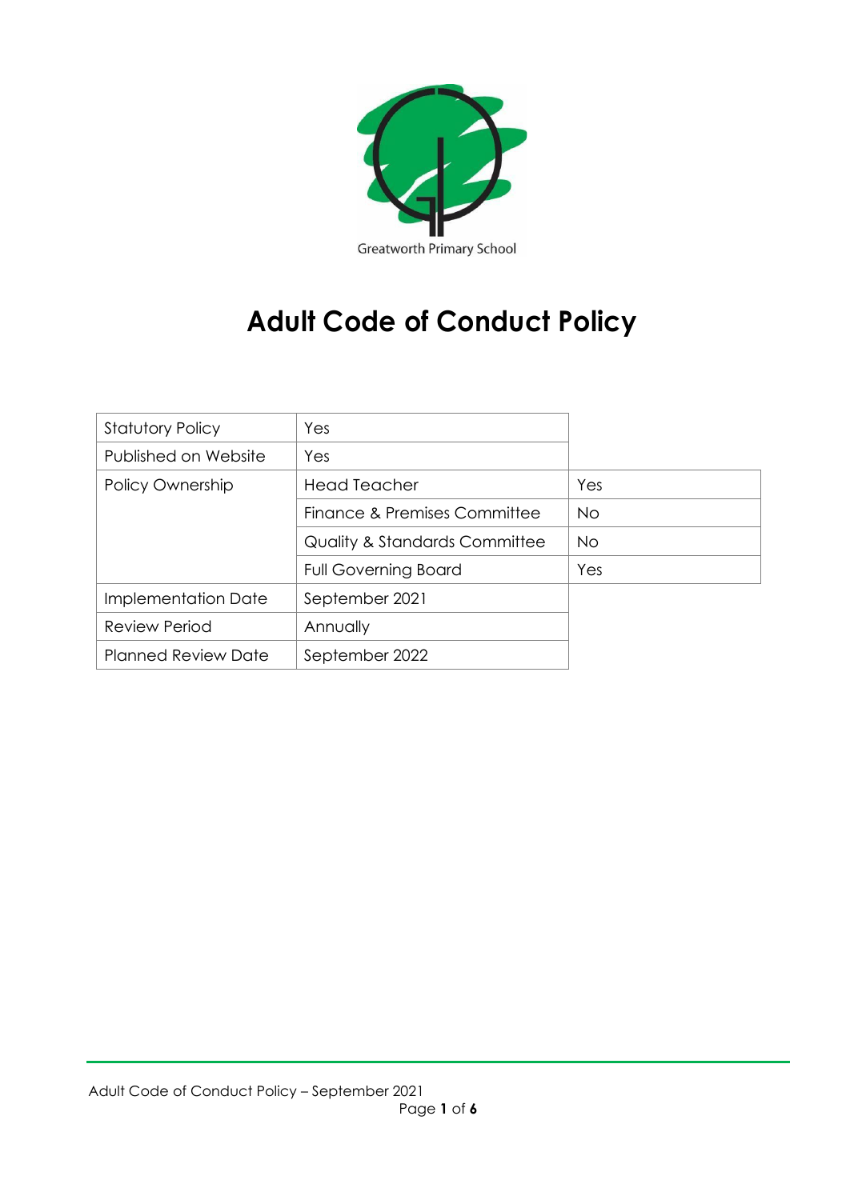Greatworth Primary School

# Adult Code of Conduct Policy

| Statutory Policy | Yes | |
|---|---|---|
| Published on Website | Yes | |
| Policy Ownership | Head Teacher | Yes |
| | Finance & Premises Committee | No |
| | Quality & Standards Committee | No |
| | Full Governing Board | Yes |
| Implementation Date | September 2021 | |
| Review Period | Annually | |
| Planned Review Date | September 2022 | |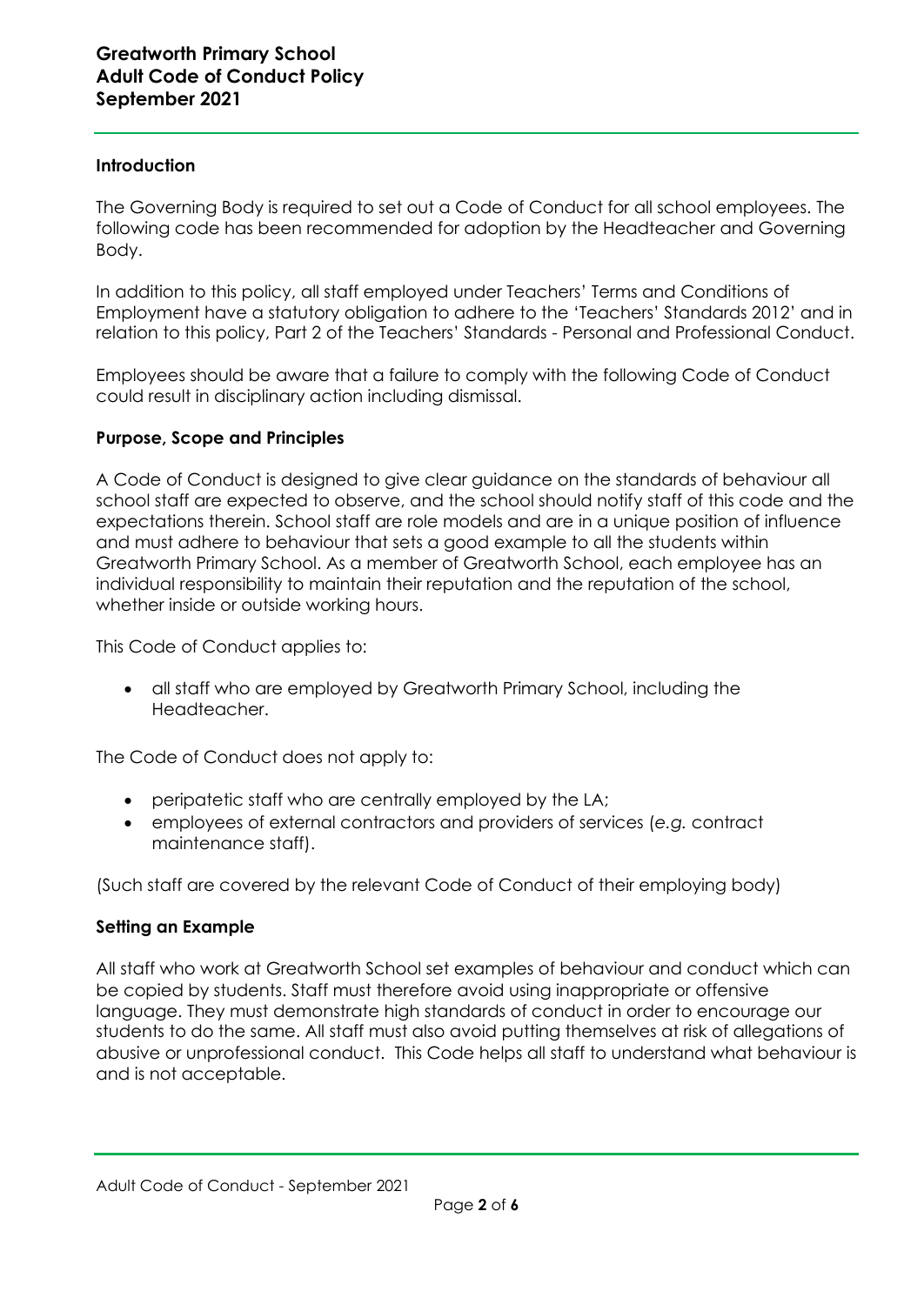## Introduction

The Governing Body is required to set out a Code of Conduct for all school employees. The following code has been recommended for adoption by the Headteacher and Governing Body.

In addition to this policy, all staff employed under Teachers' Terms and Conditions of Employment have a statutory obligation to adhere to the 'Teachers' Standards 2012' and in relation to this policy, Part 2 of the Teachers' Standards - Personal and Professional Conduct.

Employees should be aware that a failure to comply with the following Code of Conduct could result in disciplinary action including dismissal.

## Purpose, Scope and Principles

A Code of Conduct is designed to give clear guidance on the standards of behaviour all school staff are expected to observe, and the school should notify staff of this code and the expectations therein. School staff are role models and are in a unique position of influence and must adhere to behaviour that sets a good example to all the students within Greatworth Primary School. As a member of Greatworth School, each employee has an individual responsibility to maintain their reputation and the reputation of the school, whether inside or outside working hours.

This Code of Conduct applies to:

- all staff who are employed by Greatworth Primary School, including the Headteacher.

The Code of Conduct does not apply to:

- peripatetic staff who are centrally employed by the LA;
- employees of external contractors and providers of services (*e.g.* contract maintenance staff).

(Such staff are covered by the relevant Code of Conduct of their employing body)

## Setting an Example

All staff who work at Greatworth School set examples of behaviour and conduct which can be copied by students. Staff must therefore avoid using inappropriate or offensive language. They must demonstrate high standards of conduct in order to encourage our students to do the same. All staff must also avoid putting themselves at risk of allegations of abusive or unprofessional conduct. This Code helps all staff to understand what behaviour is and is not acceptable.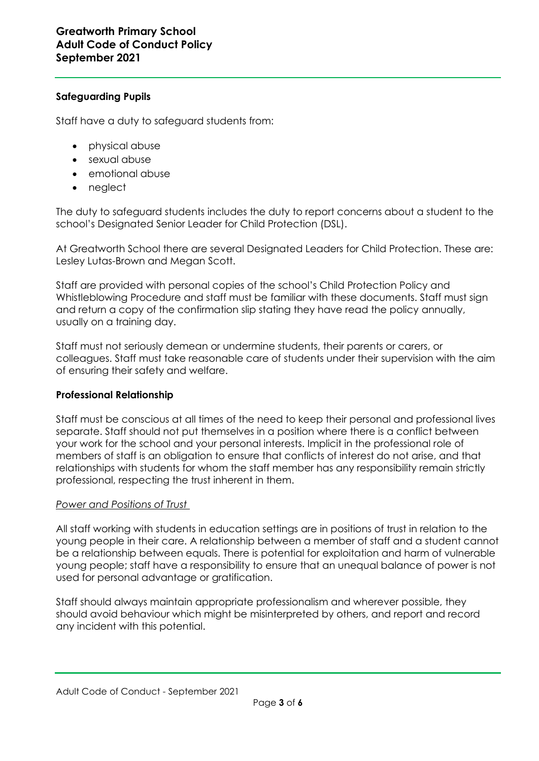## Safeguarding Pupils

Staff have a duty to safeguard students from:

- physical abuse
- sexual abuse
- emotional abuse
- neglect

The duty to safeguard students includes the duty to report concerns about a student to the school's Designated Senior Leader for Child Protection (DSL).

At Greatworth School there are several Designated Leaders for Child Protection. These are: Lesley Lutas-Brown and Megan Scott.

Staff are provided with personal copies of the school's Child Protection Policy and Whistleblowing Procedure and staff must be familiar with these documents. Staff must sign and return a copy of the confirmation slip stating they have read the policy annually, usually on a training day.

Staff must not seriously demean or undermine students, their parents or carers, or colleagues. Staff must take reasonable care of students under their supervision with the aim of ensuring their safety and welfare.

## Professional Relationship

Staff must be conscious at all times of the need to keep their personal and professional lives separate. Staff should not put themselves in a position where there is a conflict between your work for the school and your personal interests. Implicit in the professional role of members of staff is an obligation to ensure that conflicts of interest do not arise, and that relationships with students for whom the staff member has any responsibility remain strictly professional, respecting the trust inherent in them.

### *Power and Positions of Trust*

All staff working with students in education settings are in positions of trust in relation to the young people in their care. A relationship between a member of staff and a student cannot be a relationship between equals. There is potential for exploitation and harm of vulnerable young people; staff have a responsibility to ensure that an unequal balance of power is not used for personal advantage or gratification.

Staff should always maintain appropriate professionalism and wherever possible, they should avoid behaviour which might be misinterpreted by others, and report and record any incident with this potential.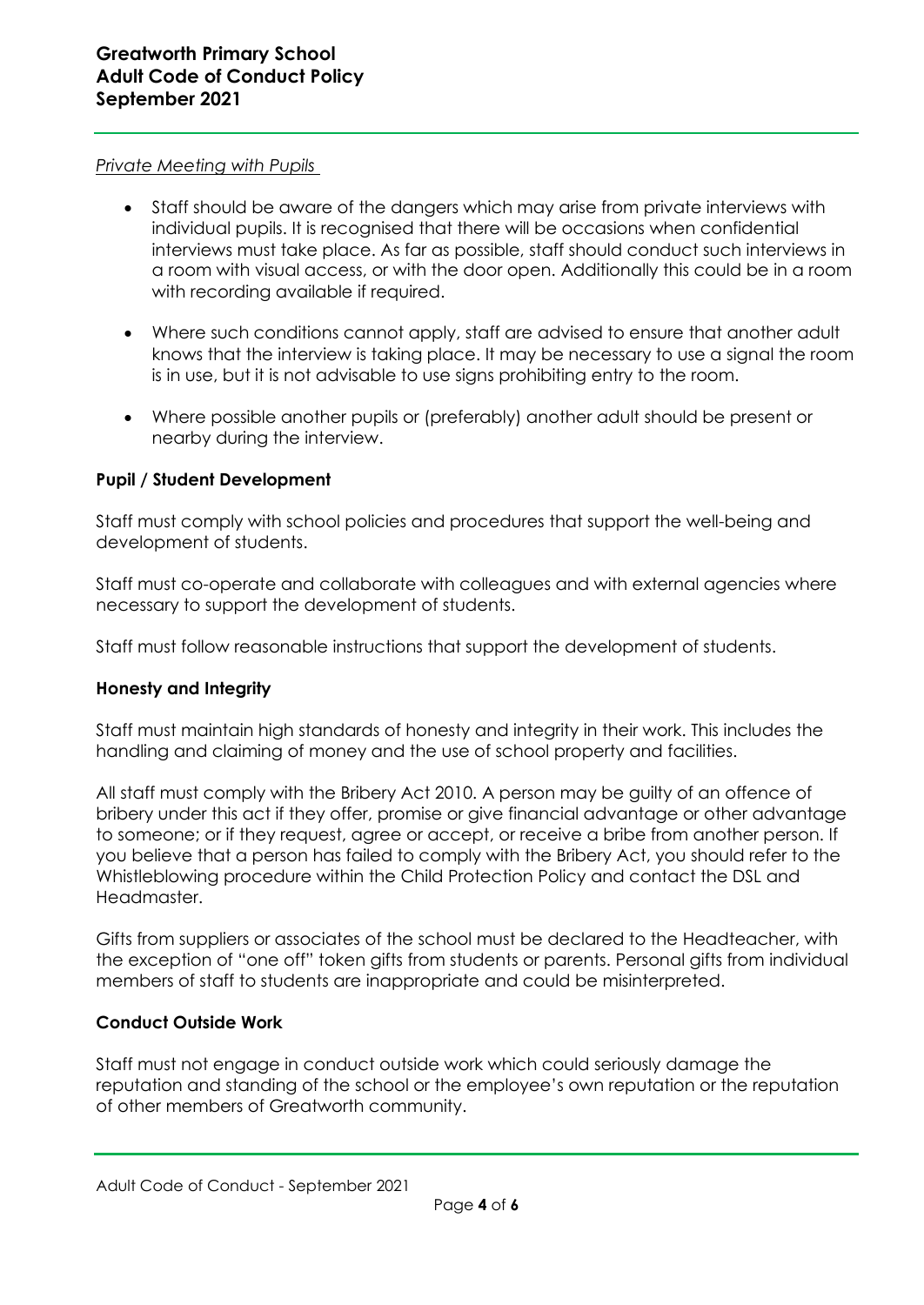*Private Meeting with Pupils*

- Staff should be aware of the dangers which may arise from private interviews with individual pupils. It is recognised that there will be occasions when confidential interviews must take place. As far as possible, staff should conduct such interviews in a room with visual access, or with the door open. Additionally this could be in a room with recording available if required.
- Where such conditions cannot apply, staff are advised to ensure that another adult knows that the interview is taking place. It may be necessary to use a signal the room is in use, but it is not advisable to use signs prohibiting entry to the room.
- Where possible another pupils or (preferably) another adult should be present or nearby during the interview.

**Pupil / Student Development**

Staff must comply with school policies and procedures that support the well-being and development of students.

Staff must co-operate and collaborate with colleagues and with external agencies where necessary to support the development of students.

Staff must follow reasonable instructions that support the development of students.

**Honesty and Integrity**

Staff must maintain high standards of honesty and integrity in their work. This includes the handling and claiming of money and the use of school property and facilities.

All staff must comply with the Bribery Act 2010. A person may be guilty of an offence of bribery under this act if they offer, promise or give financial advantage or other advantage to someone; or if they request, agree or accept, or receive a bribe from another person. If you believe that a person has failed to comply with the Bribery Act, you should refer to the Whistleblowing procedure within the Child Protection Policy and contact the DSL and Headmaster.

Gifts from suppliers or associates of the school must be declared to the Headteacher, with the exception of "one off" token gifts from students or parents. Personal gifts from individual members of staff to students are inappropriate and could be misinterpreted.

**Conduct Outside Work**

Staff must not engage in conduct outside work which could seriously damage the reputation and standing of the school or the employee's own reputation or the reputation of other members of Greatworth community.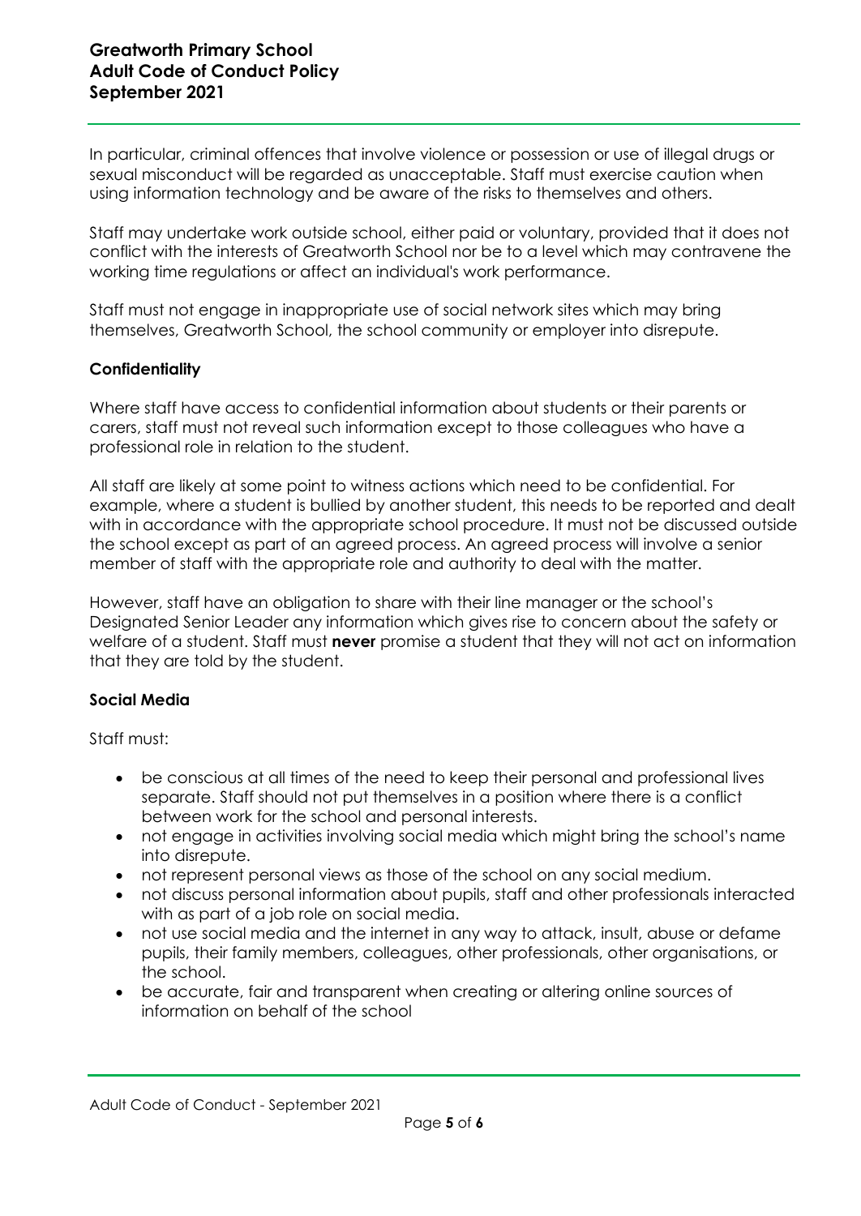In particular, criminal offences that involve violence or possession or use of illegal drugs or sexual misconduct will be regarded as unacceptable. Staff must exercise caution when using information technology and be aware of the risks to themselves and others.

Staff may undertake work outside school, either paid or voluntary, provided that it does not conflict with the interests of Greatworth School nor be to a level which may contravene the working time regulations or affect an individual's work performance.

Staff must not engage in inappropriate use of social network sites which may bring themselves, Greatworth School, the school community or employer into disrepute.

### Confidentiality

Where staff have access to confidential information about students or their parents or carers, staff must not reveal such information except to those colleagues who have a professional role in relation to the student.

All staff are likely at some point to witness actions which need to be confidential. For example, where a student is bullied by another student, this needs to be reported and dealt with in accordance with the appropriate school procedure. It must not be discussed outside the school except as part of an agreed process. An agreed process will involve a senior member of staff with the appropriate role and authority to deal with the matter.

However, staff have an obligation to share with their line manager or the school's Designated Senior Leader any information which gives rise to concern about the safety or welfare of a student. Staff must **never** promise a student that they will not act on information that they are told by the student.

### Social Media

Staff must:

- be conscious at all times of the need to keep their personal and professional lives separate. Staff should not put themselves in a position where there is a conflict between work for the school and personal interests.
- not engage in activities involving social media which might bring the school's name into disrepute.
- not represent personal views as those of the school on any social medium.
- not discuss personal information about pupils, staff and other professionals interacted with as part of a job role on social media.
- not use social media and the internet in any way to attack, insult, abuse or defame pupils, their family members, colleagues, other professionals, other organisations, or the school.
- be accurate, fair and transparent when creating or altering online sources of information on behalf of the school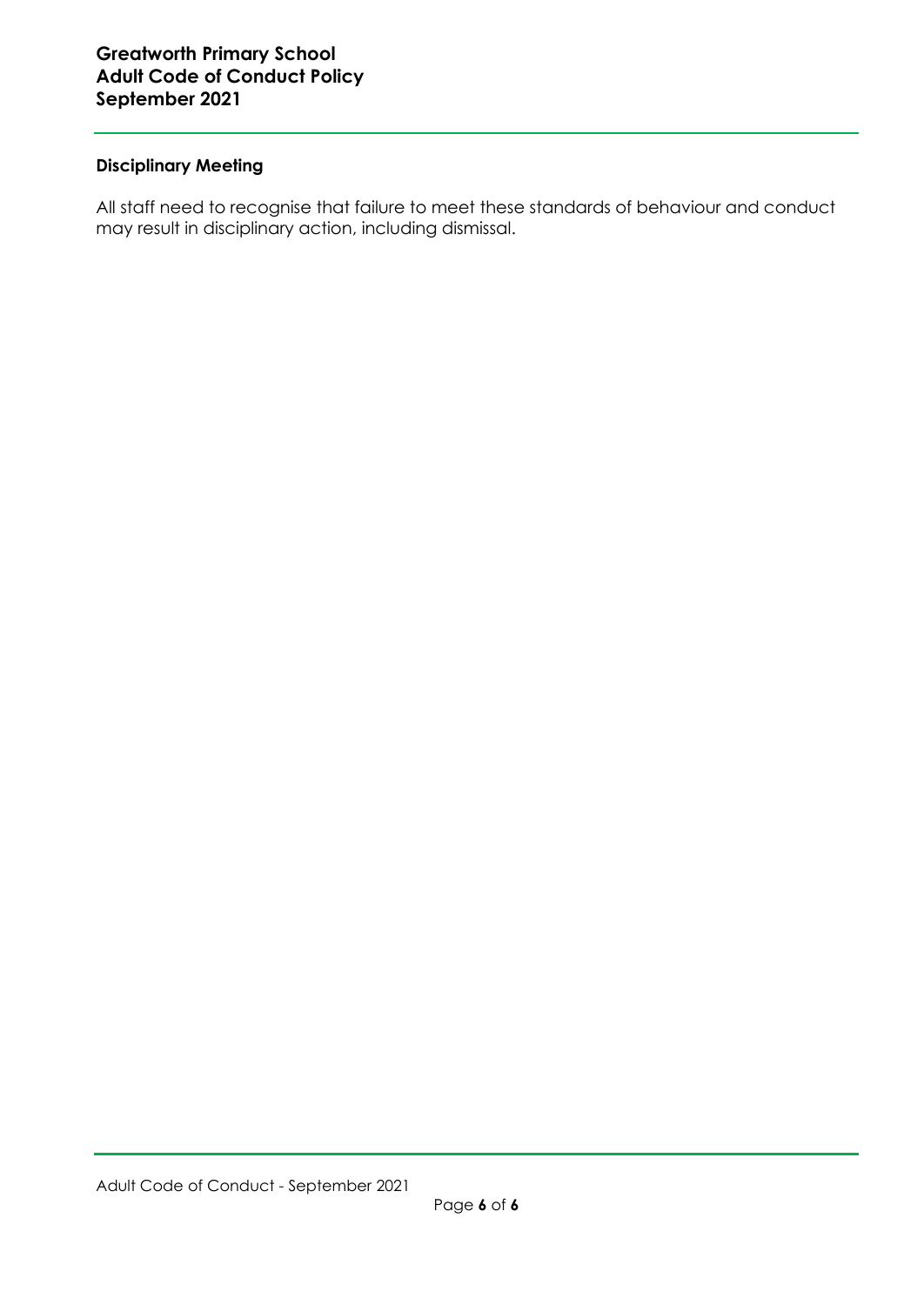### Disciplinary Meeting

All staff need to recognise that failure to meet these standards of behaviour and conduct may result in disciplinary action, including dismissal.